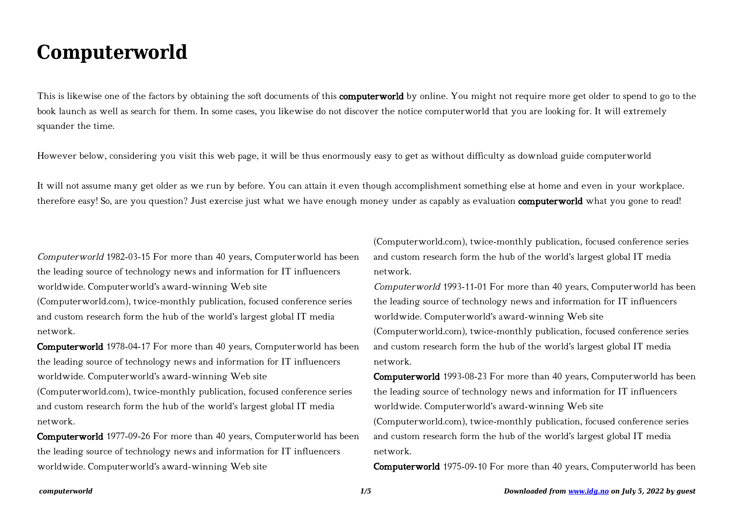# Computerworld

This is likewise one of the factors by obtaining the soft documents of this **computerworld** by online. You might not require more get older to spend to go to the book launch as well as search for them. In some cases, you likewise do not discover the notice computerworld that you are looking for. It will extremely squander the time.

However below, considering you visit this web page, it will be thus enormously easy to get as without difficulty as download guide computerworld

It will not assume many get older as we run by before. You can attain it even though accomplishment something else at home and even in your workplace. therefore easy! So, are you question? Just exercise just what we have enough money under as capably as evaluation **computerworld** what you gone to read!

*Computerworld* 1982-03-15 For more than 40 years, Computerworld has been the leading source of technology news and information for IT influencers worldwide. Computerworld's award-winning Web site (Computerworld.com), twice-monthly publication, focused conference series and custom research form the hub of the world's largest global IT media network.

**Computerworld** 1978-04-17 For more than 40 years, Computerworld has been the leading source of technology news and information for IT influencers worldwide. Computerworld's award-winning Web site (Computerworld.com), twice-monthly publication, focused conference series and custom research form the hub of the world's largest global IT media network.

**Computerworld** 1977-09-26 For more than 40 years, Computerworld has been the leading source of technology news and information for IT influencers worldwide. Computerworld's award-winning Web site (Computerworld.com), twice-monthly publication, focused conference series and custom research form the hub of the world's largest global IT media network.

*Computerworld* 1993-11-01 For more than 40 years, Computerworld has been the leading source of technology news and information for IT influencers worldwide. Computerworld's award-winning Web site (Computerworld.com), twice-monthly publication, focused conference series and custom research form the hub of the world's largest global IT media network.

**Computerworld** 1993-08-23 For more than 40 years, Computerworld has been the leading source of technology news and information for IT influencers worldwide. Computerworld's award-winning Web site (Computerworld.com), twice-monthly publication, focused conference series and custom research form the hub of the world's largest global IT media network.

**Computerworld** 1975-09-10 For more than 40 years, Computerworld has been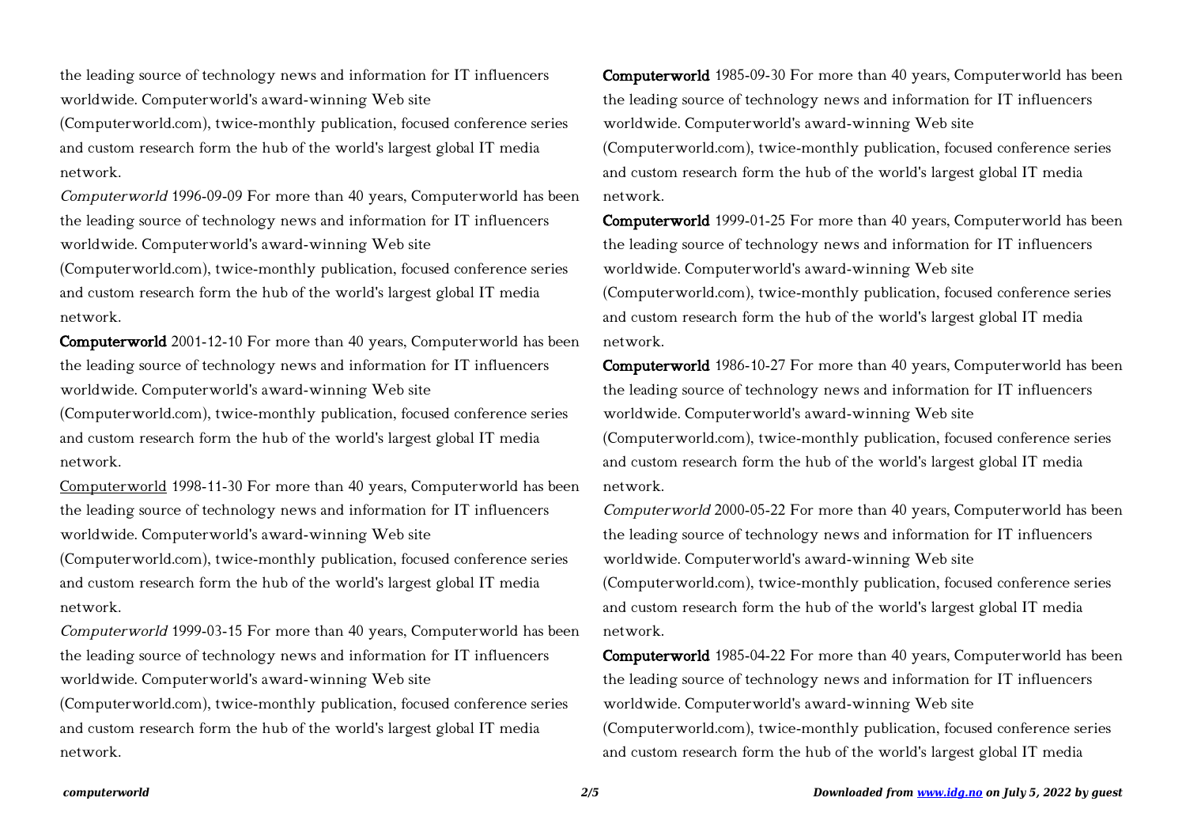the leading source of technology news and information for IT influencers worldwide. Computerworld's award-winning Web site (Computerworld.com), twice-monthly publication, focused conference series and custom research form the hub of the world's largest global IT media network.

*Computerworld* 1996-09-09 For more than 40 years, Computerworld has been the leading source of technology news and information for IT influencers worldwide. Computerworld's award-winning Web site (Computerworld.com), twice-monthly publication, focused conference series and custom research form the hub of the world's largest global IT media network.

**Computerworld** 2001-12-10 For more than 40 years, Computerworld has been the leading source of technology news and information for IT influencers worldwide. Computerworld's award-winning Web site (Computerworld.com), twice-monthly publication, focused conference series and custom research form the hub of the world's largest global IT media network.

Computerworld 1998-11-30 For more than 40 years, Computerworld has been the leading source of technology news and information for IT influencers worldwide. Computerworld's award-winning Web site (Computerworld.com), twice-monthly publication, focused conference series and custom research form the hub of the world's largest global IT media network.

*Computerworld* 1999-03-15 For more than 40 years, Computerworld has been the leading source of technology news and information for IT influencers worldwide. Computerworld's award-winning Web site (Computerworld.com), twice-monthly publication, focused conference series and custom research form the hub of the world's largest global IT media network.

**Computerworld** 1985-09-30 For more than 40 years, Computerworld has been the leading source of technology news and information for IT influencers worldwide. Computerworld's award-winning Web site (Computerworld.com), twice-monthly publication, focused conference series and custom research form the hub of the world's largest global IT media network.

**Computerworld** 1999-01-25 For more than 40 years, Computerworld has been the leading source of technology news and information for IT influencers worldwide. Computerworld's award-winning Web site (Computerworld.com), twice-monthly publication, focused conference series and custom research form the hub of the world's largest global IT media network.

**Computerworld** 1986-10-27 For more than 40 years, Computerworld has been the leading source of technology news and information for IT influencers worldwide. Computerworld's award-winning Web site (Computerworld.com), twice-monthly publication, focused conference series and custom research form the hub of the world's largest global IT media network.

*Computerworld* 2000-05-22 For more than 40 years, Computerworld has been the leading source of technology news and information for IT influencers worldwide. Computerworld's award-winning Web site (Computerworld.com), twice-monthly publication, focused conference series and custom research form the hub of the world's largest global IT media network.

**Computerworld** 1985-04-22 For more than 40 years, Computerworld has been the leading source of technology news and information for IT influencers worldwide. Computerworld's award-winning Web site (Computerworld.com), twice-monthly publication, focused conference series and custom research form the hub of the world's largest global IT media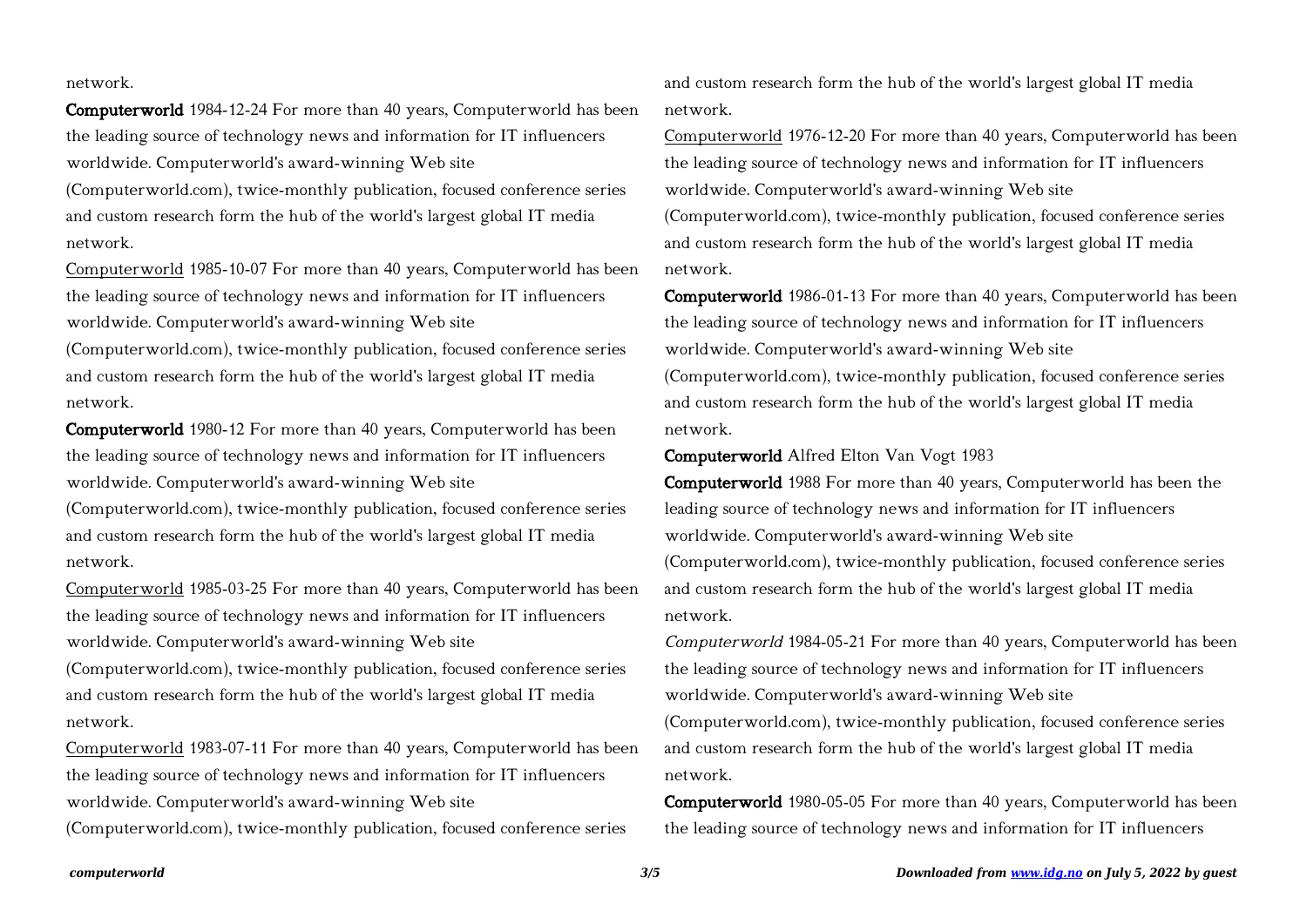network.

**Computerworld** 1984-12-24 For more than 40 years, Computerworld has been the leading source of technology news and information for IT influencers worldwide. Computerworld's award-winning Web site (Computerworld.com), twice-monthly publication, focused conference series and custom research form the hub of the world's largest global IT media network.

Computerworld 1985-10-07 For more than 40 years, Computerworld has been the leading source of technology news and information for IT influencers worldwide. Computerworld's award-winning Web site (Computerworld.com), twice-monthly publication, focused conference series and custom research form the hub of the world's largest global IT media network.

**Computerworld** 1980-12 For more than 40 years, Computerworld has been the leading source of technology news and information for IT influencers worldwide. Computerworld's award-winning Web site (Computerworld.com), twice-monthly publication, focused conference series and custom research form the hub of the world's largest global IT media network.

Computerworld 1985-03-25 For more than 40 years, Computerworld has been the leading source of technology news and information for IT influencers worldwide. Computerworld's award-winning Web site (Computerworld.com), twice-monthly publication, focused conference series and custom research form the hub of the world's largest global IT media network.

Computerworld 1983-07-11 For more than 40 years, Computerworld has been the leading source of technology news and information for IT influencers worldwide. Computerworld's award-winning Web site (Computerworld.com), twice-monthly publication, focused conference series and custom research form the hub of the world's largest global IT media network.

Computerworld 1976-12-20 For more than 40 years, Computerworld has been the leading source of technology news and information for IT influencers worldwide. Computerworld's award-winning Web site (Computerworld.com), twice-monthly publication, focused conference series and custom research form the hub of the world's largest global IT media network.

**Computerworld** 1986-01-13 For more than 40 years, Computerworld has been the leading source of technology news and information for IT influencers worldwide. Computerworld's award-winning Web site (Computerworld.com), twice-monthly publication, focused conference series and custom research form the hub of the world's largest global IT media network.

**Computerworld** Alfred Elton Van Vogt 1983

**Computerworld** 1988 For more than 40 years, Computerworld has been the leading source of technology news and information for IT influencers worldwide. Computerworld's award-winning Web site (Computerworld.com), twice-monthly publication, focused conference series and custom research form the hub of the world's largest global IT media network.

*Computerworld* 1984-05-21 For more than 40 years, Computerworld has been the leading source of technology news and information for IT influencers worldwide. Computerworld's award-winning Web site (Computerworld.com), twice-monthly publication, focused conference series and custom research form the hub of the world's largest global IT media network.

**Computerworld** 1980-05-05 For more than 40 years, Computerworld has been the leading source of technology news and information for IT influencers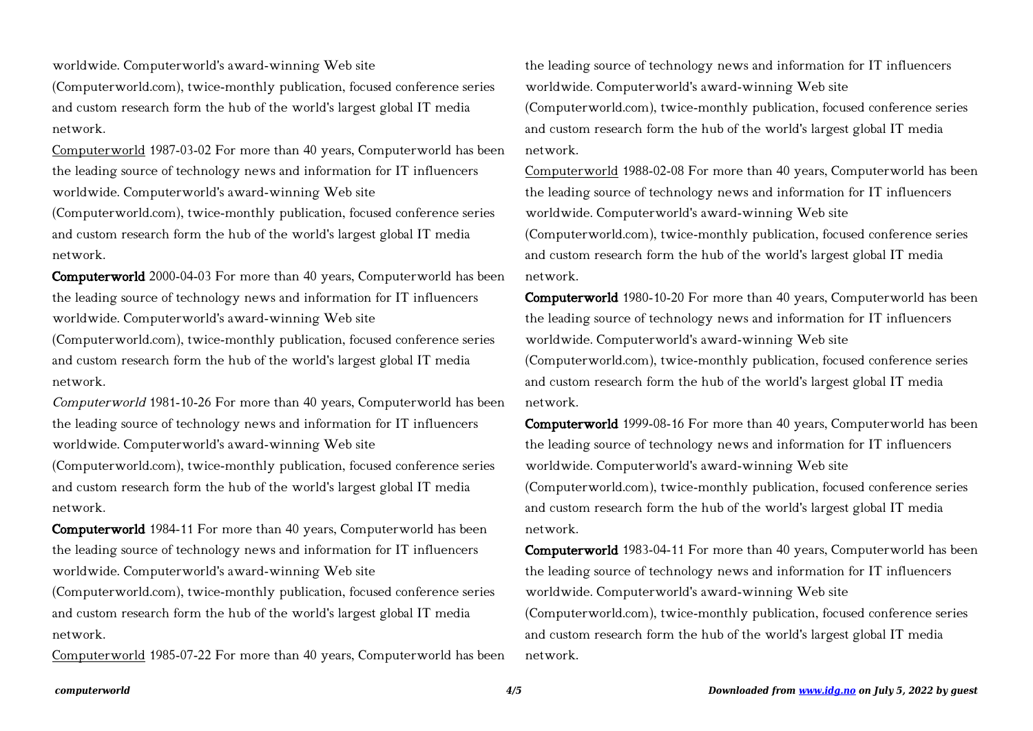worldwide. Computerworld's award-winning Web site (Computerworld.com), twice-monthly publication, focused conference series and custom research form the hub of the world's largest global IT media network.

Computerworld 1987-03-02 For more than 40 years, Computerworld has been the leading source of technology news and information for IT influencers worldwide. Computerworld's award-winning Web site (Computerworld.com), twice-monthly publication, focused conference series and custom research form the hub of the world's largest global IT media network.

**Computerworld** 2000-04-03 For more than 40 years, Computerworld has been the leading source of technology news and information for IT influencers worldwide. Computerworld's award-winning Web site (Computerworld.com), twice-monthly publication, focused conference series and custom research form the hub of the world's largest global IT media network.

*Computerworld* 1981-10-26 For more than 40 years, Computerworld has been the leading source of technology news and information for IT influencers worldwide. Computerworld's award-winning Web site (Computerworld.com), twice-monthly publication, focused conference series and custom research form the hub of the world's largest global IT media network.

**Computerworld** 1984-11 For more than 40 years, Computerworld has been the leading source of technology news and information for IT influencers worldwide. Computerworld's award-winning Web site (Computerworld.com), twice-monthly publication, focused conference series and custom research form the hub of the world's largest global IT media network.

Computerworld 1985-07-22 For more than 40 years, Computerworld has been the leading source of technology news and information for IT influencers worldwide. Computerworld's award-winning Web site (Computerworld.com), twice-monthly publication, focused conference series and custom research form the hub of the world's largest global IT media network.

Computerworld 1988-02-08 For more than 40 years, Computerworld has been the leading source of technology news and information for IT influencers worldwide. Computerworld's award-winning Web site (Computerworld.com), twice-monthly publication, focused conference series and custom research form the hub of the world's largest global IT media network.

**Computerworld** 1980-10-20 For more than 40 years, Computerworld has been the leading source of technology news and information for IT influencers worldwide. Computerworld's award-winning Web site (Computerworld.com), twice-monthly publication, focused conference series and custom research form the hub of the world's largest global IT media network.

**Computerworld** 1999-08-16 For more than 40 years, Computerworld has been the leading source of technology news and information for IT influencers worldwide. Computerworld's award-winning Web site (Computerworld.com), twice-monthly publication, focused conference series and custom research form the hub of the world's largest global IT media network.

**Computerworld** 1983-04-11 For more than 40 years, Computerworld has been the leading source of technology news and information for IT influencers worldwide. Computerworld's award-winning Web site (Computerworld.com), twice-monthly publication, focused conference series and custom research form the hub of the world's largest global IT media network.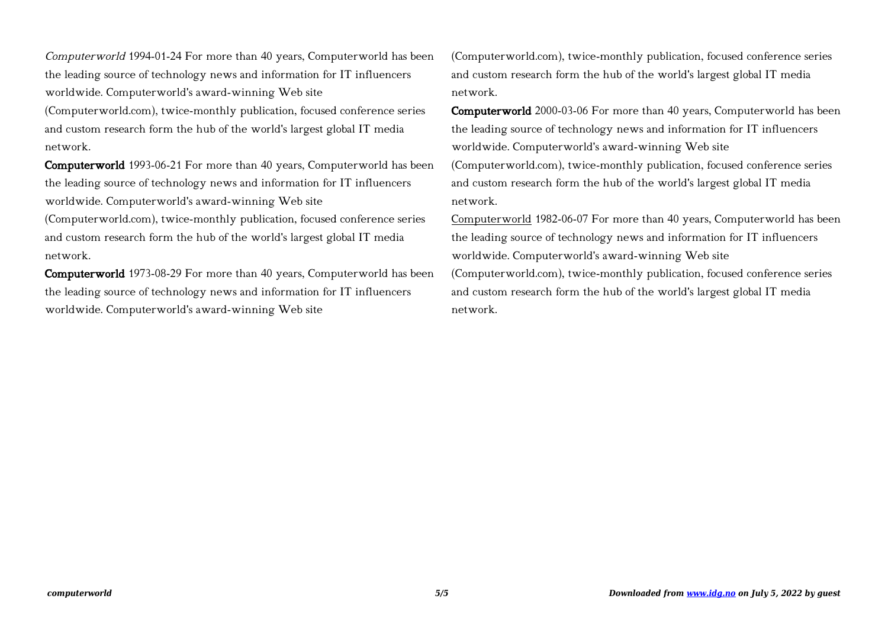*Computerworld* 1994-01-24 For more than 40 years, Computerworld has been the leading source of technology news and information for IT influencers worldwide. Computerworld's award-winning Web site (Computerworld.com), twice-monthly publication, focused conference series and custom research form the hub of the world's largest global IT media network.

**Computerworld** 1993-06-21 For more than 40 years, Computerworld has been the leading source of technology news and information for IT influencers worldwide. Computerworld's award-winning Web site (Computerworld.com), twice-monthly publication, focused conference series and custom research form the hub of the world's largest global IT media network.

**Computerworld** 1973-08-29 For more than 40 years, Computerworld has been the leading source of technology news and information for IT influencers worldwide. Computerworld's award-winning Web site (Computerworld.com), twice-monthly publication, focused conference series and custom research form the hub of the world's largest global IT media network.

**Computerworld** 2000-03-06 For more than 40 years, Computerworld has been the leading source of technology news and information for IT influencers worldwide. Computerworld's award-winning Web site (Computerworld.com), twice-monthly publication, focused conference series and custom research form the hub of the world's largest global IT media network.

Computerworld 1982-06-07 For more than 40 years, Computerworld has been the leading source of technology news and information for IT influencers worldwide. Computerworld's award-winning Web site (Computerworld.com), twice-monthly publication, focused conference series and custom research form the hub of the world's largest global IT media network.